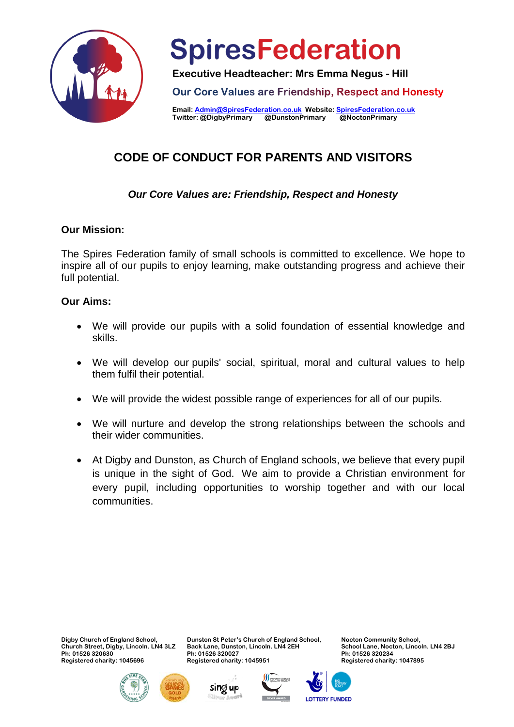# SpiresFederation

**Executive Headteacher: Mrs Emma Negus - Hill**

Our Core Values are Friendship, Respect and Honesty

**Email: Admin@SpiresFederation.co.uk Website: SpiresFederation.co.uk**
**Twitter: @DigbyPrimary @DunstonPrimary @NoctonPrimary**

## CODE OF CONDUCT FOR PARENTS AND VISITORS

***Our Core Values are: Friendship, Respect and Honesty***

**Our Mission:**

The Spires Federation family of small schools is committed to excellence. We hope to inspire all of our pupils to enjoy learning, make outstanding progress and achieve their full potential.

**Our Aims:**

- We will provide our pupils with a solid foundation of essential knowledge and skills.
- We will develop our pupils' social, spiritual, moral and cultural values to help them fulfil their potential.
- We will provide the widest possible range of experiences for all of our pupils.
- We will nurture and develop the strong relationships between the schools and their wider communities.
- At Digby and Dunston, as Church of England schools, we believe that every pupil is unique in the sight of God. We aim to provide a Christian environment for every pupil, including opportunities to worship together and with our local communities.

**Digby Church of England School,**
**Church Street, Digby, Lincoln. LN4 3LZ**
**Ph: 01526 320630**
**Registered charity: 1045696**

**Dunston St Peter's Church of England School,**
**Back Lane, Dunston, Lincoln. LN4 2EH**
**Ph: 01526 320027**
**Registered charity: 1045951**

**Nocton Community School,**
**School Lane, Nocton, Lincoln. LN4 2BJ**
**Ph: 01526 320234**
**Registered charity: 1047895**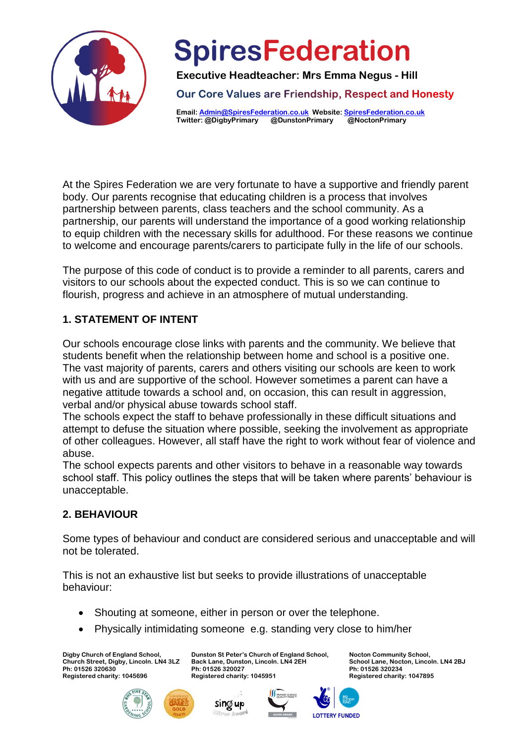At the Spires Federation we are very fortunate to have a supportive and friendly parent body. Our parents recognise that educating children is a process that involves partnership between parents, class teachers and the school community. As a partnership, our parents will understand the importance of a good working relationship to equip children with the necessary skills for adulthood. For these reasons we continue to welcome and encourage parents/carers to participate fully in the life of our schools.

The purpose of this code of conduct is to provide a reminder to all parents, carers and visitors to our schools about the expected conduct. This is so we can continue to flourish, progress and achieve in an atmosphere of mutual understanding.

## 1. STATEMENT OF INTENT

Our schools encourage close links with parents and the community. We believe that students benefit when the relationship between home and school is a positive one. The vast majority of parents, carers and others visiting our schools are keen to work with us and are supportive of the school. However sometimes a parent can have a negative attitude towards a school and, on occasion, this can result in aggression, verbal and/or physical abuse towards school staff.
The schools expect the staff to behave professionally in these difficult situations and attempt to defuse the situation where possible, seeking the involvement as appropriate of other colleagues. However, all staff have the right to work without fear of violence and abuse.
The school expects parents and other visitors to behave in a reasonable way towards school staff. This policy outlines the steps that will be taken where parents' behaviour is unacceptable.

## 2. BEHAVIOUR

Some types of behaviour and conduct are considered serious and unacceptable and will not be tolerated.

This is not an exhaustive list but seeks to provide illustrations of unacceptable behaviour:

- Shouting at someone, either in person or over the telephone.
- Physically intimidating someone e.g. standing very close to him/her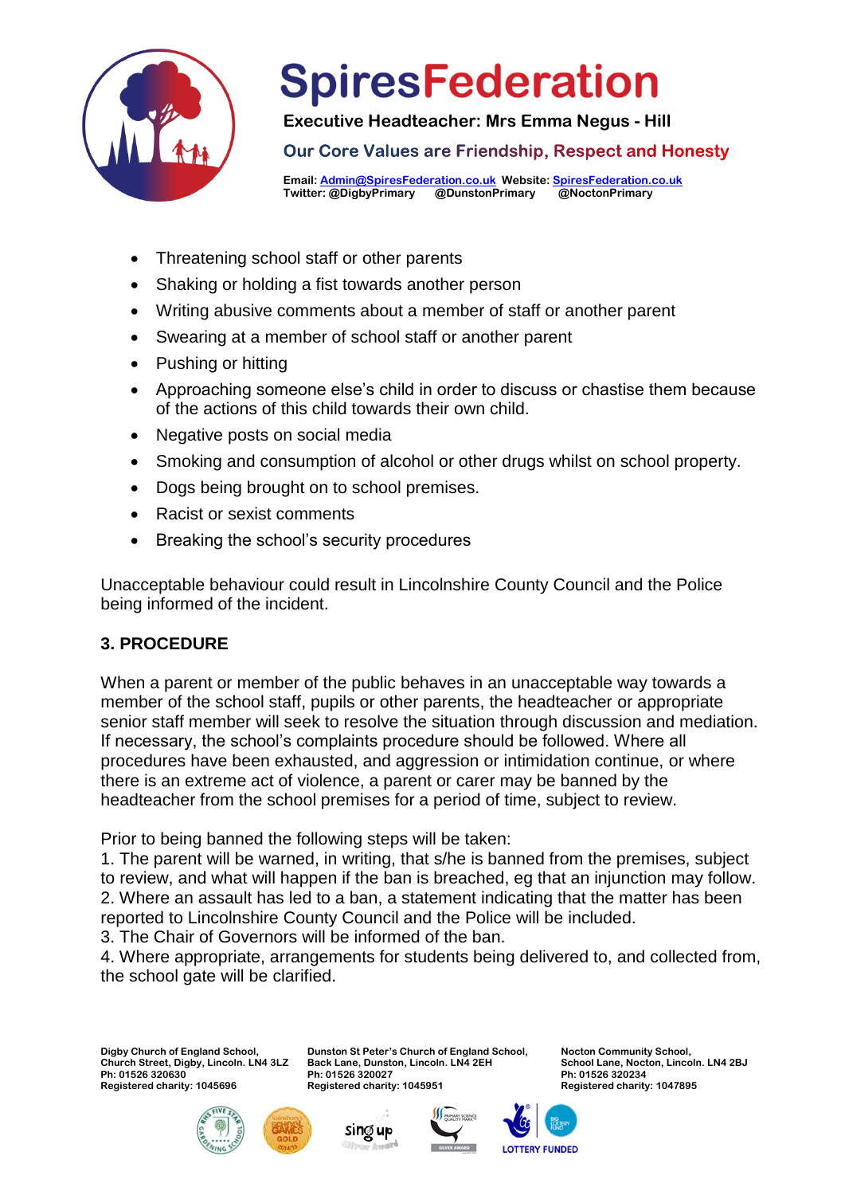- Threatening school staff or other parents
- Shaking or holding a fist towards another person
- Writing abusive comments about a member of staff or another parent
- Swearing at a member of school staff or another parent
- Pushing or hitting
- Approaching someone else's child in order to discuss or chastise them because of the actions of this child towards their own child.
- Negative posts on social media
- Smoking and consumption of alcohol or other drugs whilst on school property.
- Dogs being brought on to school premises.
- Racist or sexist comments
- Breaking the school's security procedures

Unacceptable behaviour could result in Lincolnshire County Council and the Police being informed of the incident.

## 3. PROCEDURE

When a parent or member of the public behaves in an unacceptable way towards a member of the school staff, pupils or other parents, the headteacher or appropriate senior staff member will seek to resolve the situation through discussion and mediation. If necessary, the school's complaints procedure should be followed. Where all procedures have been exhausted, and aggression or intimidation continue, or where there is an extreme act of violence, a parent or carer may be banned by the headteacher from the school premises for a period of time, subject to review.

Prior to being banned the following steps will be taken:
1. The parent will be warned, in writing, that s/he is banned from the premises, subject to review, and what will happen if the ban is breached, eg that an injunction may follow.
2. Where an assault has led to a ban, a statement indicating that the matter has been reported to Lincolnshire County Council and the Police will be included.
3. The Chair of Governors will be informed of the ban.
4. Where appropriate, arrangements for students being delivered to, and collected from, the school gate will be clarified.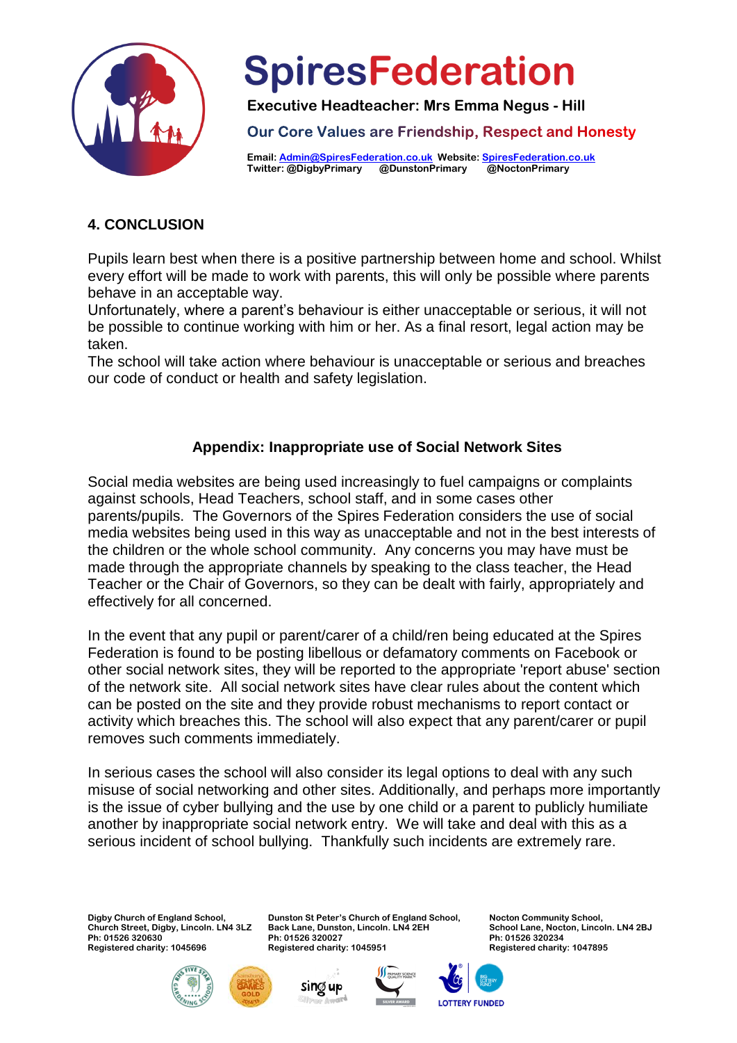## 4. CONCLUSION

Pupils learn best when there is a positive partnership between home and school. Whilst every effort will be made to work with parents, this will only be possible where parents behave in an acceptable way.
Unfortunately, where a parent's behaviour is either unacceptable or serious, it will not be possible to continue working with him or her. As a final resort, legal action may be taken.
The school will take action where behaviour is unacceptable or serious and breaches our code of conduct or health and safety legislation.

### Appendix: Inappropriate use of Social Network Sites

Social media websites are being used increasingly to fuel campaigns or complaints against schools, Head Teachers, school staff, and in some cases other parents/pupils. The Governors of the Spires Federation considers the use of social media websites being used in this way as unacceptable and not in the best interests of the children or the whole school community. Any concerns you may have must be made through the appropriate channels by speaking to the class teacher, the Head Teacher or the Chair of Governors, so they can be dealt with fairly, appropriately and effectively for all concerned.

In the event that any pupil or parent/carer of a child/ren being educated at the Spires Federation is found to be posting libellous or defamatory comments on Facebook or other social network sites, they will be reported to the appropriate 'report abuse' section of the network site. All social network sites have clear rules about the content which can be posted on the site and they provide robust mechanisms to report contact or activity which breaches this. The school will also expect that any parent/carer or pupil removes such comments immediately.

In serious cases the school will also consider its legal options to deal with any such misuse of social networking and other sites. Additionally, and perhaps more importantly is the issue of cyber bullying and the use by one child or a parent to publicly humiliate another by inappropriate social network entry. We will take and deal with this as a serious incident of school bullying. Thankfully such incidents are extremely rare.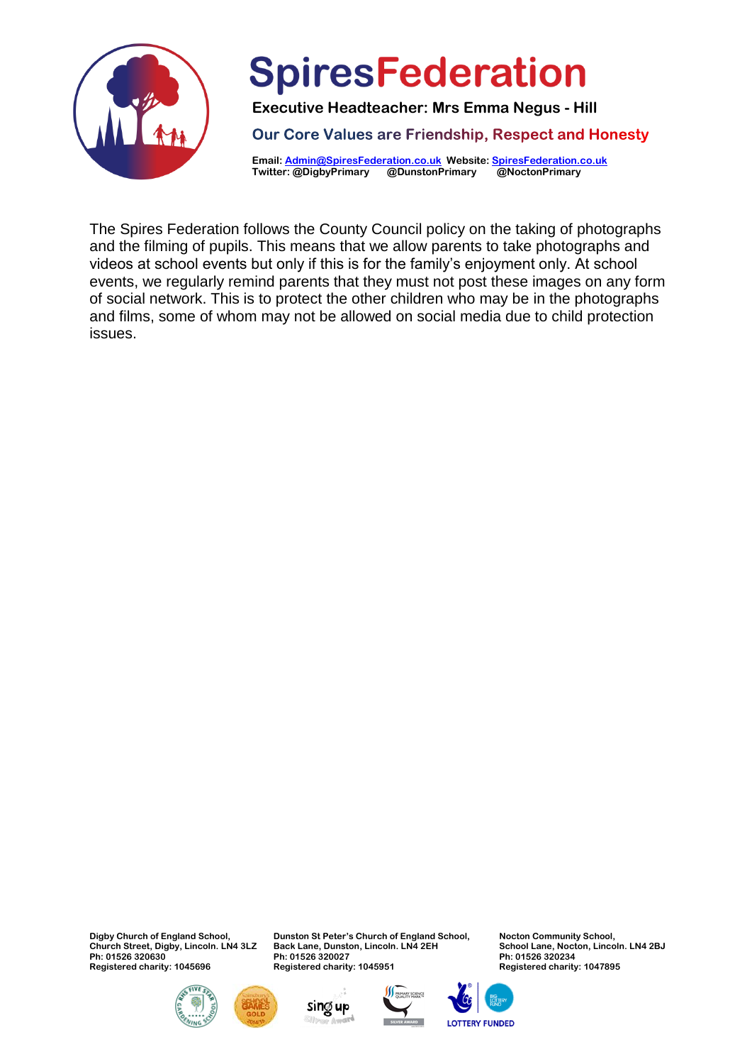# SpiresFederation

**Executive Headteacher: Mrs Emma Negus - Hill**

**Our Core Values are Friendship, Respect and Honesty**

**Email: Admin@SpiresFederation.co.uk Website: SpiresFederation.co.uk**
**Twitter: @DigbyPrimary @DunstonPrimary @NoctonPrimary**

The Spires Federation follows the County Council policy on the taking of photographs and the filming of pupils. This means that we allow parents to take photographs and videos at school events but only if this is for the family's enjoyment only. At school events, we regularly remind parents that they must not post these images on any form of social network. This is to protect the other children who may be in the photographs and films, some of whom may not be allowed on social media due to child protection issues.

**Digby Church of England School,**
**Church Street, Digby, Lincoln. LN4 3LZ**
**Ph: 01526 320630**
**Registered charity: 1045696**

**Dunston St Peter's Church of England School,**
**Back Lane, Dunston, Lincoln. LN4 2EH**
**Ph: 01526 320027**
**Registered charity: 1045951**

**Nocton Community School,**
**School Lane, Nocton, Lincoln. LN4 2BJ**
**Ph: 01526 320234**
**Registered charity: 1047895**